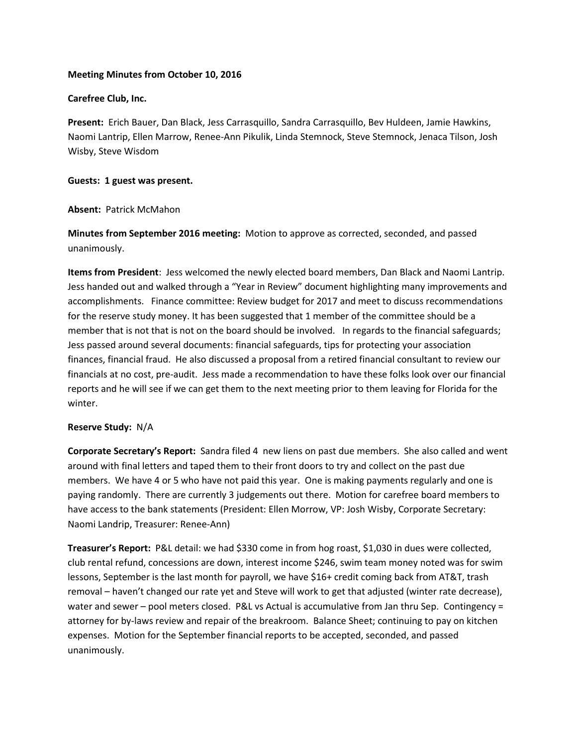**Meeting Minutes from October 10, 2016**

**Carefree Club, Inc.**

**Present:** Erich Bauer, Dan Black, Jess Carrasquillo, Sandra Carrasquillo, Bev Huldeen, Jamie Hawkins, Naomi Lantrip, Ellen Marrow, Renee-Ann Pikulik, Linda Stemnock, Steve Stemnock, Jenaca Tilson, Josh Wisby, Steve Wisdom

**Guests: 1 guest was present.**

**Absent:** Patrick McMahon

**Minutes from September 2016 meeting:** Motion to approve as corrected, seconded, and passed unanimously.

**Items from President**: Jess welcomed the newly elected board members, Dan Black and Naomi Lantrip. Jess handed out and walked through a "Year in Review" document highlighting many improvements and accomplishments. Finance committee: Review budget for 2017 and meet to discuss recommendations for the reserve study money. It has been suggested that 1 member of the committee should be a member that is not that is not on the board should be involved. In regards to the financial safeguards; Jess passed around several documents: financial safeguards, tips for protecting your association finances, financial fraud. He also discussed a proposal from a retired financial consultant to review our financials at no cost, pre-audit. Jess made a recommendation to have these folks look over our financial reports and he will see if we can get them to the next meeting prior to them leaving for Florida for the winter.

**Reserve Study:** N/A

**Corporate Secretary's Report:** Sandra filed 4 new liens on past due members. She also called and went around with final letters and taped them to their front doors to try and collect on the past due members. We have 4 or 5 who have not paid this year. One is making payments regularly and one is paying randomly. There are currently 3 judgements out there. Motion for carefree board members to have access to the bank statements (President: Ellen Morrow, VP: Josh Wisby, Corporate Secretary: Naomi Landrip, Treasurer: Renee-Ann)

**Treasurer's Report:** P&L detail: we had $330 come in from hog roast, $1,030 in dues were collected, club rental refund, concessions are down, interest income $246, swim team money noted was for swim lessons, September is the last month for payroll, we have $16+ credit coming back from AT&T, trash removal – haven't changed our rate yet and Steve will work to get that adjusted (winter rate decrease), water and sewer – pool meters closed. P&L vs Actual is accumulative from Jan thru Sep. Contingency = attorney for by-laws review and repair of the breakroom. Balance Sheet; continuing to pay on kitchen expenses. Motion for the September financial reports to be accepted, seconded, and passed unanimously.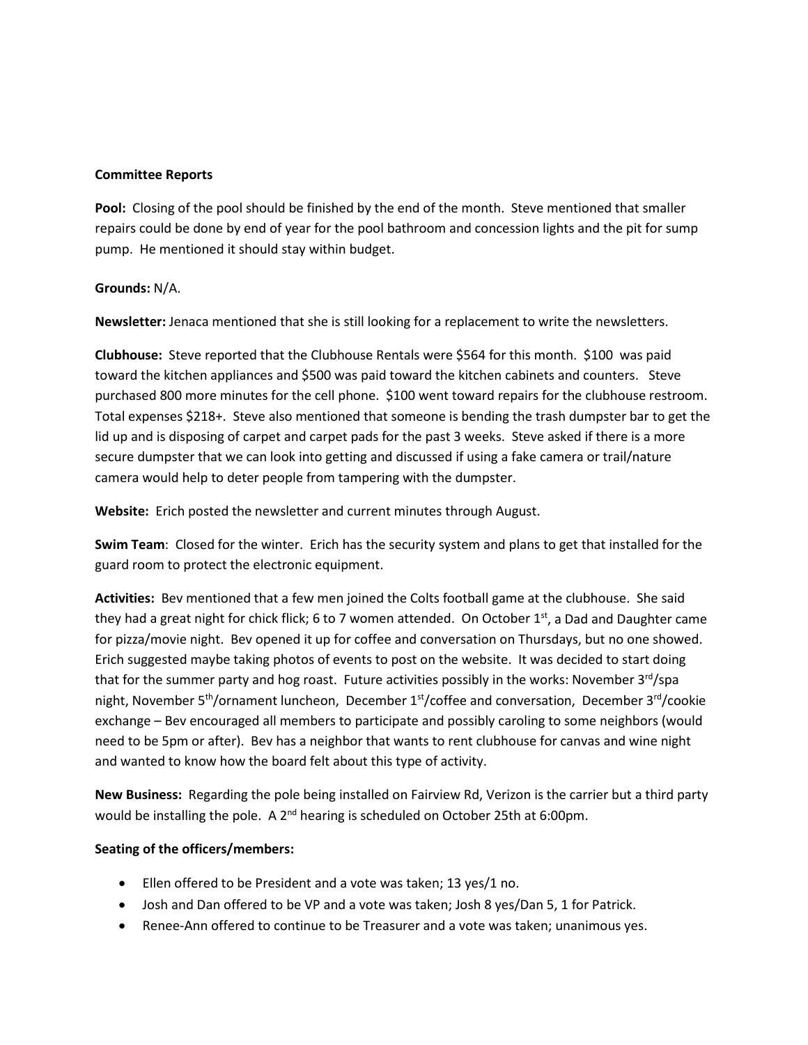**Committee Reports**

**Pool:** Closing of the pool should be finished by the end of the month. Steve mentioned that smaller repairs could be done by end of year for the pool bathroom and concession lights and the pit for sump pump. He mentioned it should stay within budget.

**Grounds:** N/A.

**Newsletter:** Jenaca mentioned that she is still looking for a replacement to write the newsletters.

**Clubhouse:** Steve reported that the Clubhouse Rentals were $564 for this month. $100 was paid toward the kitchen appliances and $500 was paid toward the kitchen cabinets and counters. Steve purchased 800 more minutes for the cell phone. $100 went toward repairs for the clubhouse restroom. Total expenses $218+. Steve also mentioned that someone is bending the trash dumpster bar to get the lid up and is disposing of carpet and carpet pads for the past 3 weeks. Steve asked if there is a more secure dumpster that we can look into getting and discussed if using a fake camera or trail/nature camera would help to deter people from tampering with the dumpster.

**Website:** Erich posted the newsletter and current minutes through August.

**Swim Team**: Closed for the winter. Erich has the security system and plans to get that installed for the guard room to protect the electronic equipment.

**Activities:** Bev mentioned that a few men joined the Colts football game at the clubhouse. She said they had a great night for chick flick; 6 to 7 women attended. On October 1st, a Dad and Daughter came for pizza/movie night. Bev opened it up for coffee and conversation on Thursdays, but no one showed. Erich suggested maybe taking photos of events to post on the website. It was decided to start doing that for the summer party and hog roast. Future activities possibly in the works: November 3rd/spa night, November 5th/ornament luncheon, December 1st/coffee and conversation, December 3rd/cookie exchange – Bev encouraged all members to participate and possibly caroling to some neighbors (would need to be 5pm or after). Bev has a neighbor that wants to rent clubhouse for canvas and wine night and wanted to know how the board felt about this type of activity.

**New Business:** Regarding the pole being installed on Fairview Rd, Verizon is the carrier but a third party would be installing the pole. A 2nd hearing is scheduled on October 25th at 6:00pm.

**Seating of the officers/members:**

- Ellen offered to be President and a vote was taken; 13 yes/1 no.
- Josh and Dan offered to be VP and a vote was taken; Josh 8 yes/Dan 5, 1 for Patrick.
- Renee-Ann offered to continue to be Treasurer and a vote was taken; unanimous yes.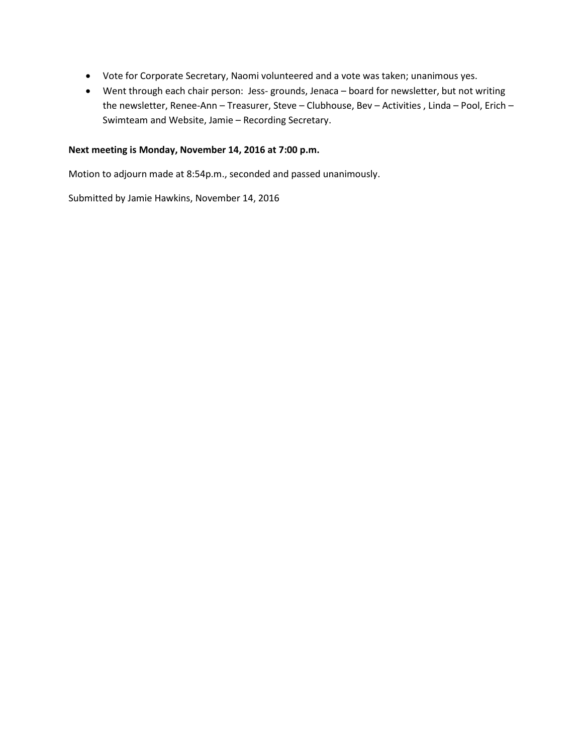- Vote for Corporate Secretary, Naomi volunteered and a vote was taken; unanimous yes.
- Went through each chair person: Jess- grounds, Jenaca – board for newsletter, but not writing the newsletter, Renee-Ann – Treasurer, Steve – Clubhouse, Bev – Activities , Linda – Pool, Erich – Swimteam and Website, Jamie – Recording Secretary.

**Next meeting is Monday, November 14, 2016 at 7:00 p.m.**

Motion to adjourn made at 8:54p.m., seconded and passed unanimously.

Submitted by Jamie Hawkins, November 14, 2016